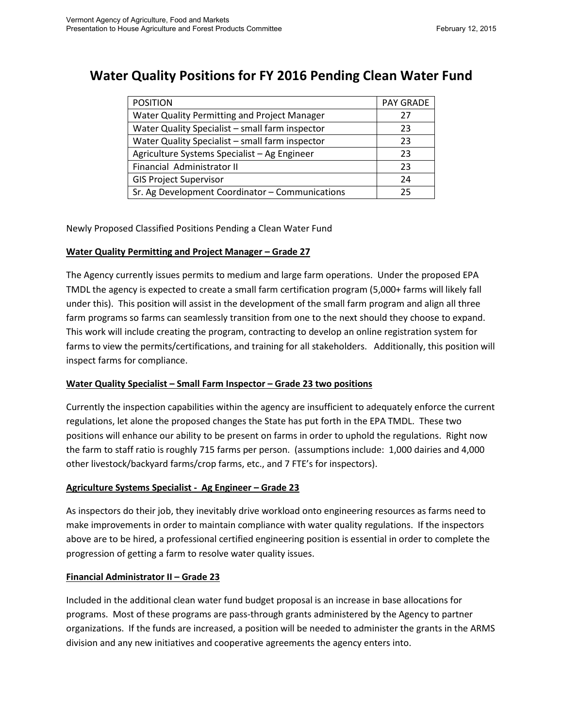# Water Quality Positions for FY 2016 Pending Clean Water Fund

| POSITION | PAY GRADE |
|---|---|
| Water Quality Permitting and Project Manager | 27 |
| Water Quality Specialist – small farm inspector | 23 |
| Water Quality Specialist – small farm inspector | 23 |
| Agriculture Systems Specialist – Ag Engineer | 23 |
| Financial Administrator II | 23 |
| GIS Project Supervisor | 24 |
| Sr. Ag Development Coordinator – Communications | 25 |

Newly Proposed Classified Positions Pending a Clean Water Fund

**Water Quality Permitting and Project Manager – Grade 27**

The Agency currently issues permits to medium and large farm operations. Under the proposed EPA TMDL the agency is expected to create a small farm certification program (5,000+ farms will likely fall under this). This position will assist in the development of the small farm program and align all three farm programs so farms can seamlessly transition from one to the next should they choose to expand. This work will include creating the program, contracting to develop an online registration system for farms to view the permits/certifications, and training for all stakeholders. Additionally, this position will inspect farms for compliance.

**Water Quality Specialist – Small Farm Inspector – Grade 23 two positions**

Currently the inspection capabilities within the agency are insufficient to adequately enforce the current regulations, let alone the proposed changes the State has put forth in the EPA TMDL. These two positions will enhance our ability to be present on farms in order to uphold the regulations. Right now the farm to staff ratio is roughly 715 farms per person. (assumptions include: 1,000 dairies and 4,000 other livestock/backyard farms/crop farms, etc., and 7 FTE's for inspectors).

**Agriculture Systems Specialist - Ag Engineer – Grade 23**

As inspectors do their job, they inevitably drive workload onto engineering resources as farms need to make improvements in order to maintain compliance with water quality regulations. If the inspectors above are to be hired, a professional certified engineering position is essential in order to complete the progression of getting a farm to resolve water quality issues.

**Financial Administrator II – Grade 23**

Included in the additional clean water fund budget proposal is an increase in base allocations for programs. Most of these programs are pass-through grants administered by the Agency to partner organizations. If the funds are increased, a position will be needed to administer the grants in the ARMS division and any new initiatives and cooperative agreements the agency enters into.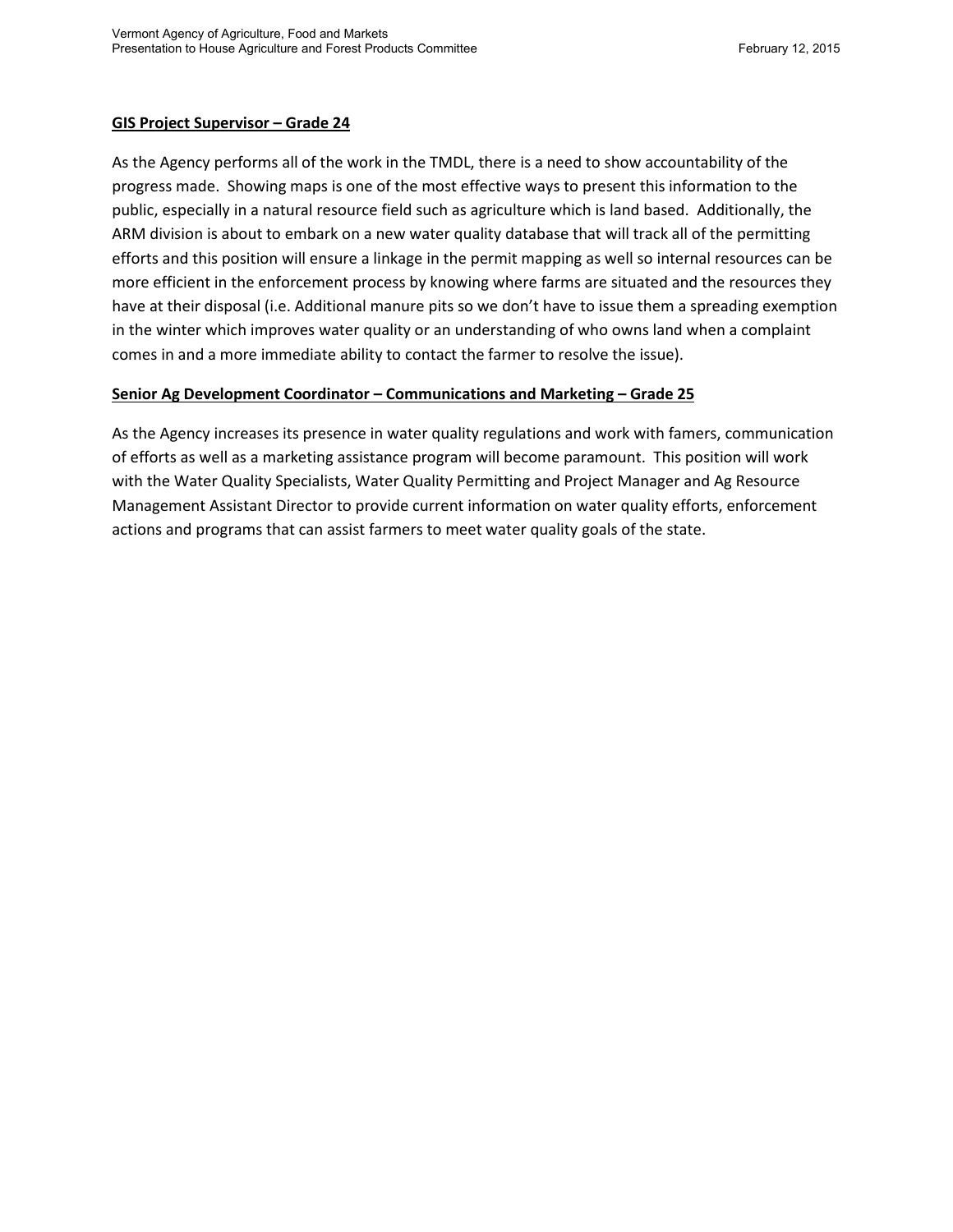**GIS Project Supervisor – Grade 24**

As the Agency performs all of the work in the TMDL, there is a need to show accountability of the progress made. Showing maps is one of the most effective ways to present this information to the public, especially in a natural resource field such as agriculture which is land based. Additionally, the ARM division is about to embark on a new water quality database that will track all of the permitting efforts and this position will ensure a linkage in the permit mapping as well so internal resources can be more efficient in the enforcement process by knowing where farms are situated and the resources they have at their disposal (i.e. Additional manure pits so we don't have to issue them a spreading exemption in the winter which improves water quality or an understanding of who owns land when a complaint comes in and a more immediate ability to contact the farmer to resolve the issue).

**Senior Ag Development Coordinator – Communications and Marketing – Grade 25**

As the Agency increases its presence in water quality regulations and work with famers, communication of efforts as well as a marketing assistance program will become paramount. This position will work with the Water Quality Specialists, Water Quality Permitting and Project Manager and Ag Resource Management Assistant Director to provide current information on water quality efforts, enforcement actions and programs that can assist farmers to meet water quality goals of the state.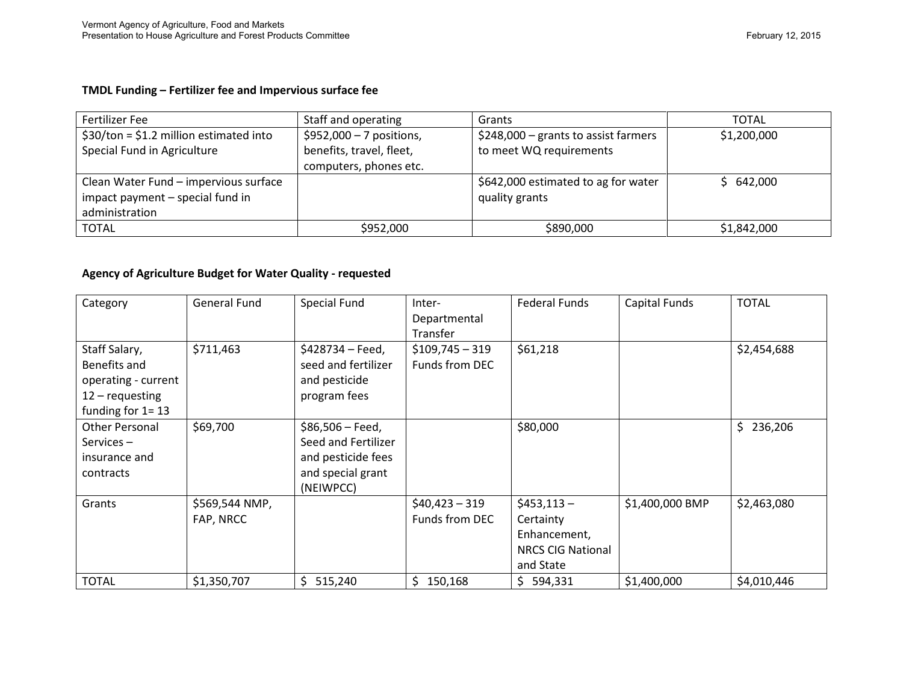**TMDL Funding – Fertilizer fee and Impervious surface fee**

| Fertilizer Fee | Staff and operating | Grants | TOTAL |
|---|---|---|---|
| $30/ton = $1.2 million estimated into Special Fund in Agriculture | $952,000 – 7 positions, benefits, travel, fleet, computers, phones etc. | $248,000 – grants to assist farmers to meet WQ requirements | $1,200,000 |
| Clean Water Fund – impervious surface impact payment – special fund in administration | | $642,000 estimated to ag for water quality grants | $ 642,000 |
| TOTAL | $952,000 | $890,000 | $1,842,000 |

**Agency of Agriculture Budget for Water Quality - requested**

| Category | General Fund | Special Fund | Inter-Departmental Transfer | Federal Funds | Capital Funds | TOTAL |
|---|---|---|---|---|---|---|
| Staff Salary, Benefits and operating - current 12 – requesting funding for 1= 13 | $711,463 | $428734 – Feed, seed and fertilizer and pesticide program fees | $109,745 – 319 Funds from DEC | $61,218 | | $2,454,688 |
| Other Personal Services – insurance and contracts | $69,700 | $86,506 – Feed, Seed and Fertilizer and pesticide fees and special grant (NEIWPCC) | | $80,000 | | $ 236,206 |
| Grants | $569,544 NMP, FAP, NRCC | | $40,423 – 319 Funds from DEC | $453,113 – Certainty Enhancement, NRCS CIG National and State | $1,400,000 BMP | $2,463,080 |
| TOTAL | $1,350,707 | $ 515,240 | $ 150,168 | $ 594,331 | $1,400,000 | $4,010,446 |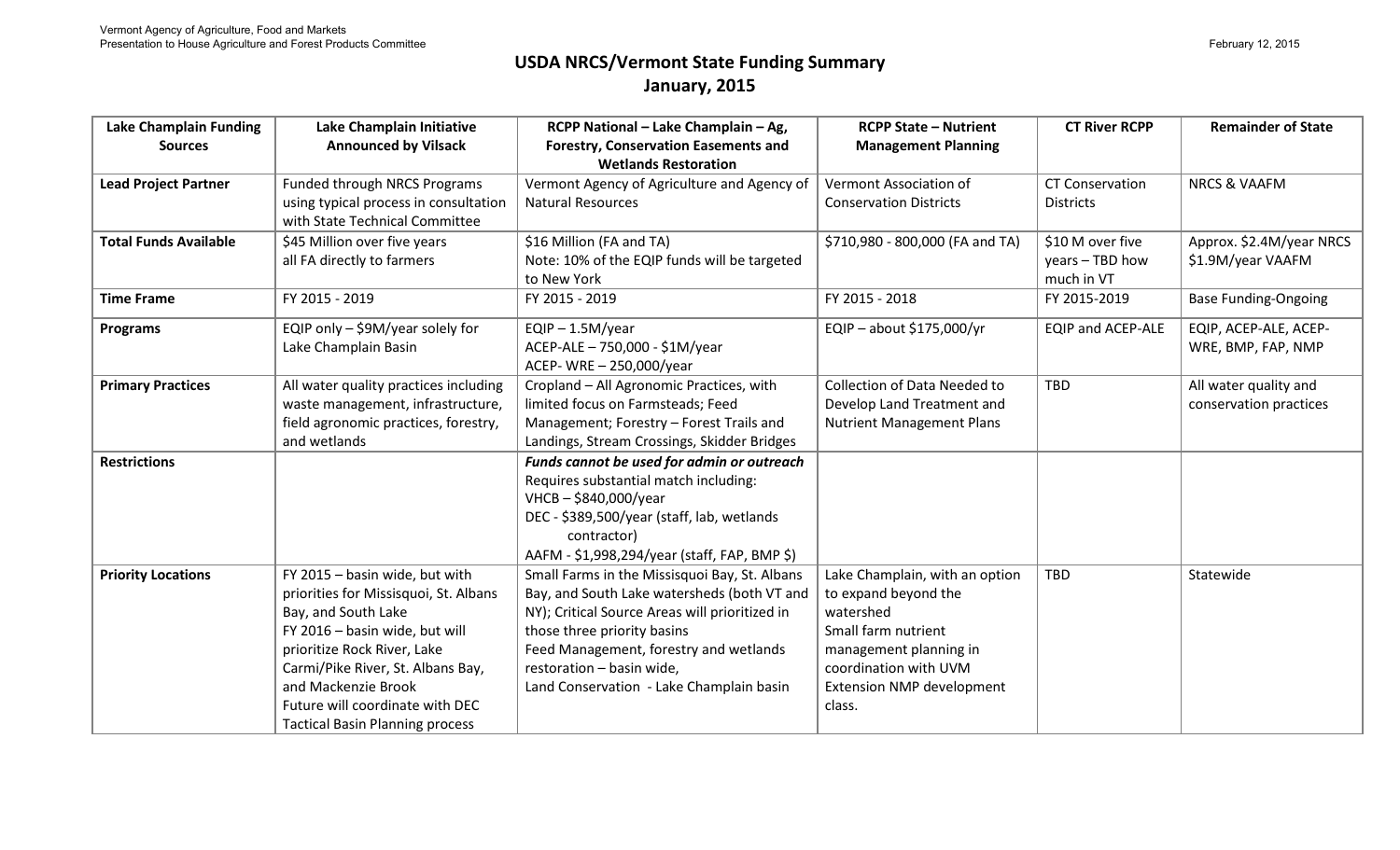# USDA NRCS/Vermont State Funding Summary

## January, 2015

| Lake Champlain Funding Sources | Lake Champlain Initiative Announced by Vilsack | RCPP National – Lake Champlain – Ag, Forestry, Conservation Easements and Wetlands Restoration | RCPP State – Nutrient Management Planning | CT River RCPP | Remainder of State |
|---|---|---|---|---|---|
| **Lead Project Partner** | Funded through NRCS Programs using typical process in consultation with State Technical Committee | Vermont Agency of Agriculture and Agency of Natural Resources | Vermont Association of Conservation Districts | CT Conservation Districts | NRCS & VAAFM |
| **Total Funds Available** | $45 Million over five years all FA directly to farmers | $16 Million (FA and TA)<br>Note: 10% of the EQIP funds will be targeted to New York | $710,980 - 800,000 (FA and TA) | $10 M over five years – TBD how much in VT | Approx. $2.4M/year NRCS<br>$1.9M/year VAAFM |
| **Time Frame** | FY 2015 - 2019 | FY 2015 - 2019 | FY 2015 - 2018 | FY 2015-2019 | Base Funding-Ongoing |
| **Programs** | EQIP only – $9M/year solely for Lake Champlain Basin | EQIP – 1.5M/year<br>ACEP-ALE – 750,000 - $1M/year<br>ACEP- WRE – 250,000/year | EQIP – about $175,000/yr | EQIP and ACEP-ALE | EQIP, ACEP-ALE, ACEP-WRE, BMP, FAP, NMP |
| **Primary Practices** | All water quality practices including waste management, infrastructure, field agronomic practices, forestry, and wetlands | Cropland – All Agronomic Practices, with limited focus on Farmsteads; Feed Management; Forestry – Forest Trails and Landings, Stream Crossings, Skidder Bridges | Collection of Data Needed to Develop Land Treatment and Nutrient Management Plans | TBD | All water quality and conservation practices |
| **Restrictions** | | ***Funds cannot be used for admin or outreach***<br>Requires substantial match including:<br>VHCB – $840,000/year<br>DEC - $389,500/year (staff, lab, wetlands contractor)<br>AAFM - $1,998,294/year (staff, FAP, BMP $) | | | |
| **Priority Locations** | FY 2015 – basin wide, but with priorities for Missisquoi, St. Albans Bay, and South Lake<br>FY 2016 – basin wide, but will prioritize Rock River, Lake Carmi/Pike River, St. Albans Bay, and Mackenzie Brook<br>Future will coordinate with DEC Tactical Basin Planning process | Small Farms in the Missisquoi Bay, St. Albans Bay, and South Lake watersheds (both VT and NY); Critical Source Areas will prioritized in those three priority basins<br>Feed Management, forestry and wetlands restoration – basin wide,<br>Land Conservation - Lake Champlain basin | Lake Champlain, with an option to expand beyond the watershed<br>Small farm nutrient management planning in coordination with UVM Extension NMP development class. | TBD | Statewide |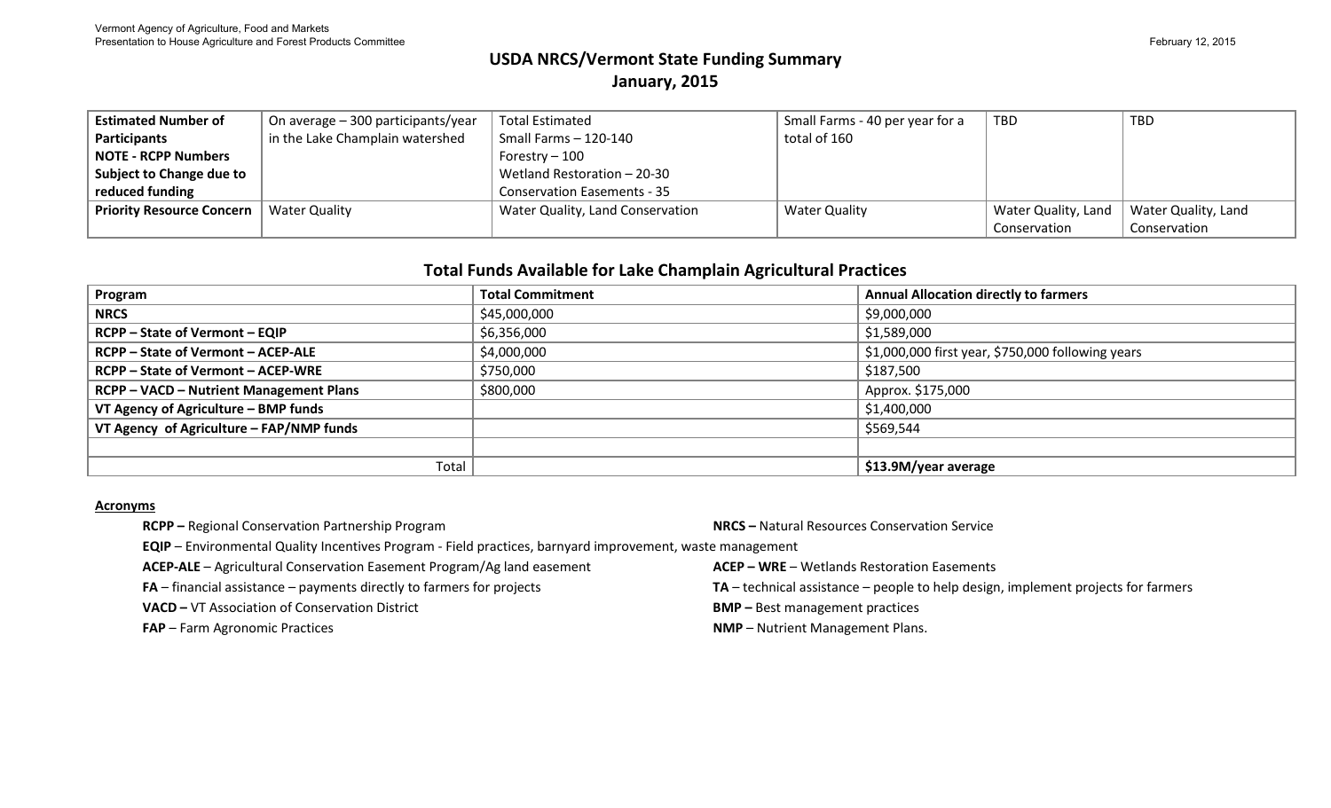Vermont Agency of Agriculture, Food and Markets
Presentation to House Agriculture and Forest Products Committee

February 12, 2015

## USDA NRCS/Vermont State Funding Summary
## January, 2015

| | | | | | |
|---|---|---|---|---|---|
| **Estimated Number of Participants** **NOTE - RCPP Numbers Subject to Change due to reduced funding** | On average – 300 participants/year in the Lake Champlain watershed | Total Estimated Small Farms – 120-140 Forestry – 100 Wetland Restoration – 20-30 Conservation Easements - 35 | Small Farms - 40 per year for a total of 160 | TBD | TBD |
| **Priority Resource Concern** | Water Quality | Water Quality, Land Conservation | Water Quality | Water Quality, Land Conservation | Water Quality, Land Conservation |

## Total Funds Available for Lake Champlain Agricultural Practices

| **Program** | **Total Commitment** | **Annual Allocation directly to farmers** |
|---|---|---|
| **NRCS** | $45,000,000 | $9,000,000 |
| **RCPP – State of Vermont – EQIP** | $6,356,000 | $1,589,000 |
| **RCPP – State of Vermont – ACEP-ALE** | $4,000,000 | $1,000,000 first year, $750,000 following years |
| **RCPP – State of Vermont – ACEP-WRE** | $750,000 | $187,500 |
| **RCPP – VACD – Nutrient Management Plans** | $800,000 | Approx. $175,000 |
| **VT Agency of Agriculture – BMP funds** | | $1,400,000 |
| **VT Agency of Agriculture – FAP/NMP funds** | | $569,544 |
| | | |
| Total | | **$13.9M/year average** |

**Acronyms**

**RCPP –** Regional Conservation Partnership Program

**NRCS –** Natural Resources Conservation Service

**EQIP** – Environmental Quality Incentives Program - Field practices, barnyard improvement, waste management

**ACEP-ALE** – Agricultural Conservation Easement Program/Ag land easement

**ACEP – WRE** – Wetlands Restoration Easements

**FA** – financial assistance – payments directly to farmers for projects

**TA** – technical assistance – people to help design, implement projects for farmers

**VACD –** VT Association of Conservation District

**BMP –** Best management practices

**FAP** – Farm Agronomic Practices

**NMP** – Nutrient Management Plans.